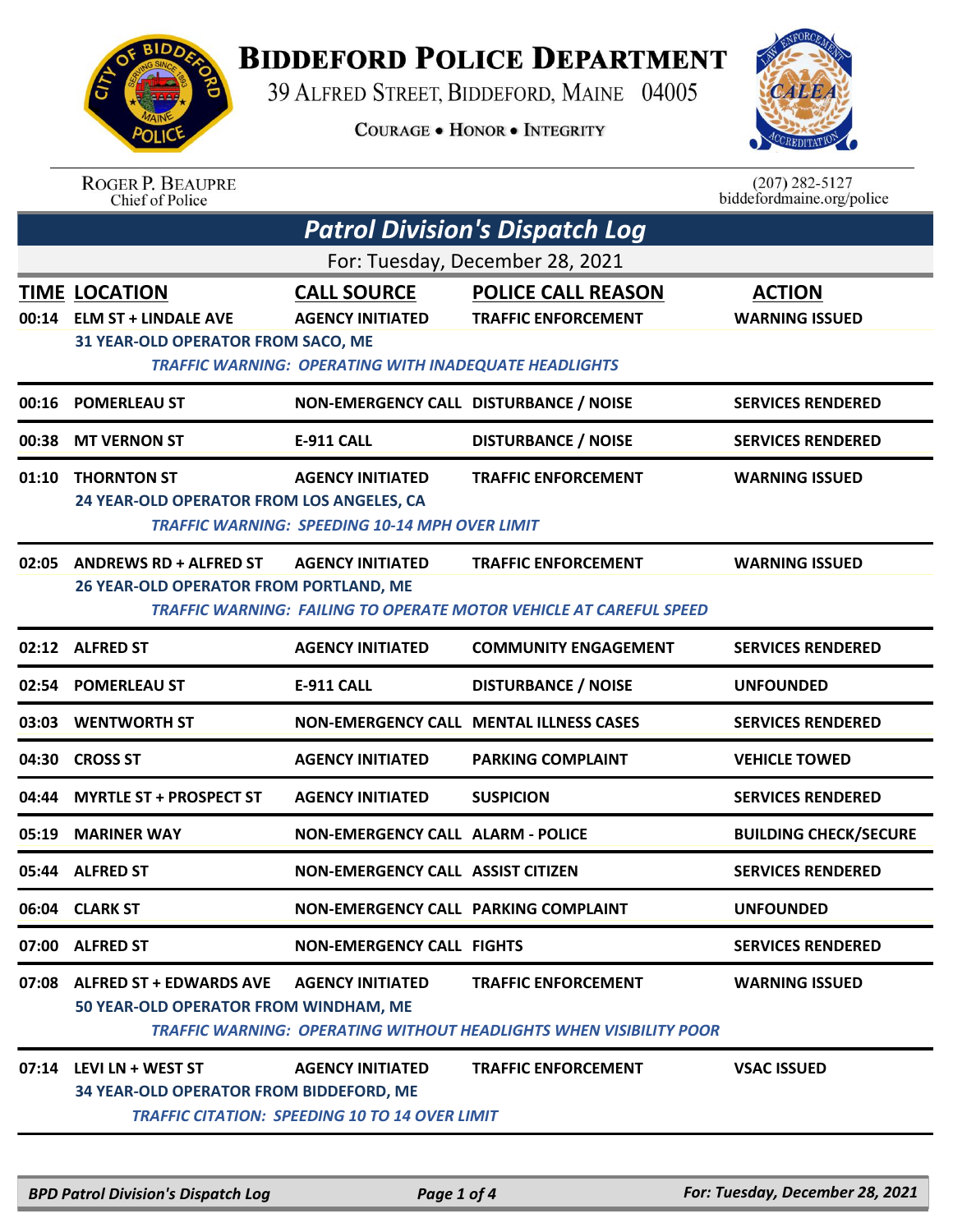# BIDDEFORD POLICE DEPARTMENT

39 ALFRED STREET, BIDDEFORD, MAINE 04005

COURAGE • HONOR • INTEGRITY

ROGER P. BEAUPRE
Chief of Police

(207) 282-5127
biddefordmaine.org/police

## Patrol Division's Dispatch Log

For: Tuesday, December 28, 2021

| TIME | LOCATION | CALL SOURCE | POLICE CALL REASON | ACTION |
|---|---|---|---|---|
| 00:14 | ELM ST + LINDALE AVE | AGENCY INITIATED | TRAFFIC ENFORCEMENT | WARNING ISSUED |
| | 31 YEAR-OLD OPERATOR FROM SACO, ME | | | |
| | *TRAFFIC WARNING: OPERATING WITH INADEQUATE HEADLIGHTS* | | | |
| 00:16 | POMERLEAU ST | NON-EMERGENCY CALL | DISTURBANCE / NOISE | SERVICES RENDERED |
| 00:38 | MT VERNON ST | E-911 CALL | DISTURBANCE / NOISE | SERVICES RENDERED |
| 01:10 | THORNTON ST | AGENCY INITIATED | TRAFFIC ENFORCEMENT | WARNING ISSUED |
| | 24 YEAR-OLD OPERATOR FROM LOS ANGELES, CA | | | |
| | *TRAFFIC WARNING: SPEEDING 10-14 MPH OVER LIMIT* | | | |
| 02:05 | ANDREWS RD + ALFRED ST | AGENCY INITIATED | TRAFFIC ENFORCEMENT | WARNING ISSUED |
| | 26 YEAR-OLD OPERATOR FROM PORTLAND, ME | | | |
| | *TRAFFIC WARNING: FAILING TO OPERATE MOTOR VEHICLE AT CAREFUL SPEED* | | | |
| 02:12 | ALFRED ST | AGENCY INITIATED | COMMUNITY ENGAGEMENT | SERVICES RENDERED |
| 02:54 | POMERLEAU ST | E-911 CALL | DISTURBANCE / NOISE | UNFOUNDED |
| 03:03 | WENTWORTH ST | NON-EMERGENCY CALL | MENTAL ILLNESS CASES | SERVICES RENDERED |
| 04:30 | CROSS ST | AGENCY INITIATED | PARKING COMPLAINT | VEHICLE TOWED |
| 04:44 | MYRTLE ST + PROSPECT ST | AGENCY INITIATED | SUSPICION | SERVICES RENDERED |
| 05:19 | MARINER WAY | NON-EMERGENCY CALL | ALARM - POLICE | BUILDING CHECK/SECURE |
| 05:44 | ALFRED ST | NON-EMERGENCY CALL | ASSIST CITIZEN | SERVICES RENDERED |
| 06:04 | CLARK ST | NON-EMERGENCY CALL | PARKING COMPLAINT | UNFOUNDED |
| 07:00 | ALFRED ST | NON-EMERGENCY CALL | FIGHTS | SERVICES RENDERED |
| 07:08 | ALFRED ST + EDWARDS AVE | AGENCY INITIATED | TRAFFIC ENFORCEMENT | WARNING ISSUED |
| | 50 YEAR-OLD OPERATOR FROM WINDHAM, ME | | | |
| | *TRAFFIC WARNING: OPERATING WITHOUT HEADLIGHTS WHEN VISIBILITY POOR* | | | |
| 07:14 | LEVI LN + WEST ST | AGENCY INITIATED | TRAFFIC ENFORCEMENT | VSAC ISSUED |
| | 34 YEAR-OLD OPERATOR FROM BIDDEFORD, ME | | | |
| | *TRAFFIC CITATION: SPEEDING 10 TO 14 OVER LIMIT* | | | |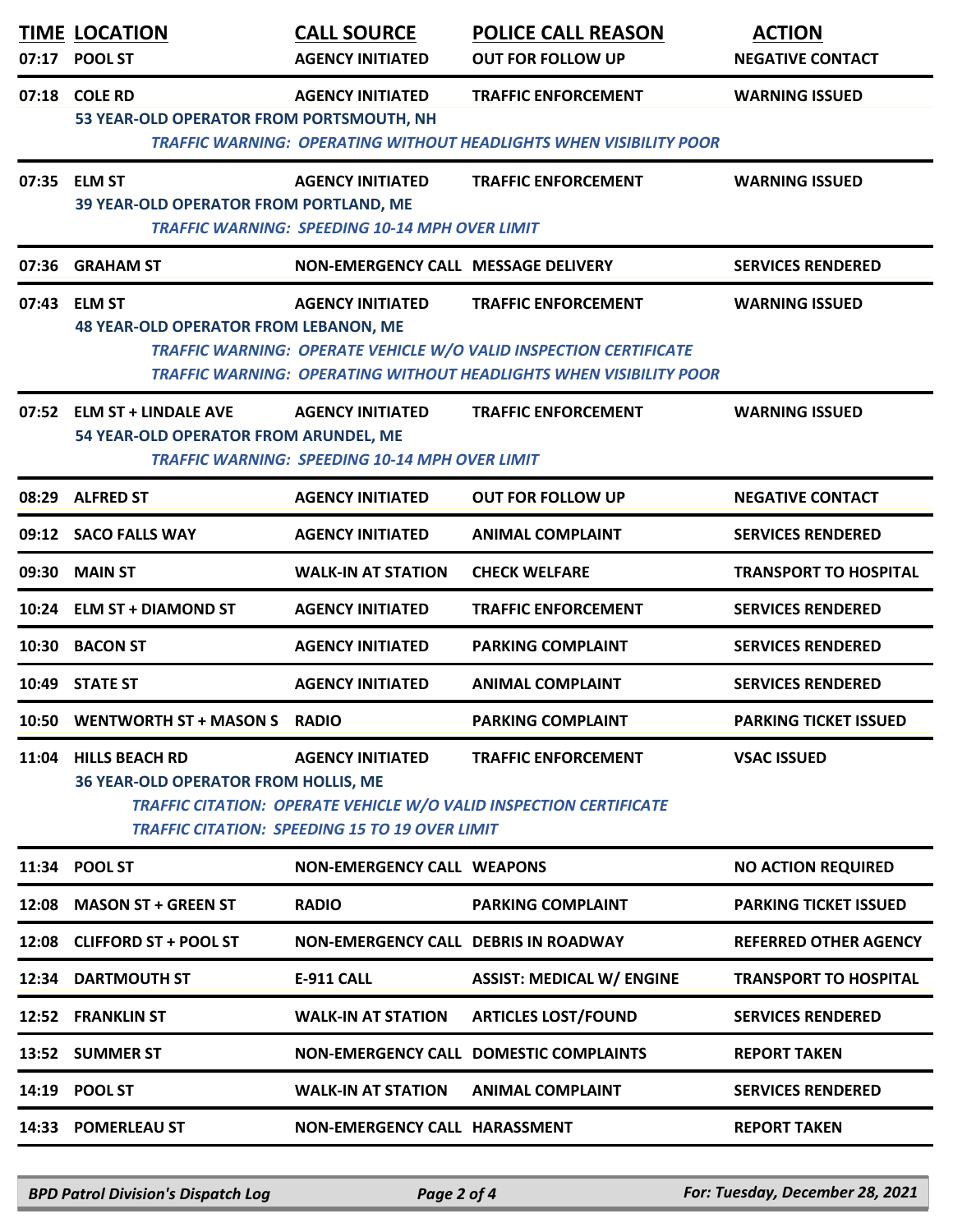| TIME | LOCATION | CALL SOURCE | POLICE CALL REASON | ACTION |
|---|---|---|---|---|
| 07:17 | POOL ST | AGENCY INITIATED | OUT FOR FOLLOW UP | NEGATIVE CONTACT |
| 07:18 | COLE RD | AGENCY INITIATED | TRAFFIC ENFORCEMENT | WARNING ISSUED |
| | 53 YEAR-OLD OPERATOR FROM PORTSMOUTH, NH | | | |
| | | | *TRAFFIC WARNING: OPERATING WITHOUT HEADLIGHTS WHEN VISIBILITY POOR* | |
| 07:35 | ELM ST | AGENCY INITIATED | TRAFFIC ENFORCEMENT | WARNING ISSUED |
| | 39 YEAR-OLD OPERATOR FROM PORTLAND, ME | | | |
| | | *TRAFFIC WARNING: SPEEDING 10-14 MPH OVER LIMIT* | | |
| 07:36 | GRAHAM ST | NON-EMERGENCY CALL | MESSAGE DELIVERY | SERVICES RENDERED |
| 07:43 | ELM ST | AGENCY INITIATED | TRAFFIC ENFORCEMENT | WARNING ISSUED |
| | 48 YEAR-OLD OPERATOR FROM LEBANON, ME | | | |
| | | | *TRAFFIC WARNING: OPERATE VEHICLE W/O VALID INSPECTION CERTIFICATE* | |
| | | | *TRAFFIC WARNING: OPERATING WITHOUT HEADLIGHTS WHEN VISIBILITY POOR* | |
| 07:52 | ELM ST + LINDALE AVE | AGENCY INITIATED | TRAFFIC ENFORCEMENT | WARNING ISSUED |
| | 54 YEAR-OLD OPERATOR FROM ARUNDEL, ME | | | |
| | | *TRAFFIC WARNING: SPEEDING 10-14 MPH OVER LIMIT* | | |
| 08:29 | ALFRED ST | AGENCY INITIATED | OUT FOR FOLLOW UP | NEGATIVE CONTACT |
| 09:12 | SACO FALLS WAY | AGENCY INITIATED | ANIMAL COMPLAINT | SERVICES RENDERED |
| 09:30 | MAIN ST | WALK-IN AT STATION | CHECK WELFARE | TRANSPORT TO HOSPITAL |
| 10:24 | ELM ST + DIAMOND ST | AGENCY INITIATED | TRAFFIC ENFORCEMENT | SERVICES RENDERED |
| 10:30 | BACON ST | AGENCY INITIATED | PARKING COMPLAINT | SERVICES RENDERED |
| 10:49 | STATE ST | AGENCY INITIATED | ANIMAL COMPLAINT | SERVICES RENDERED |
| 10:50 | WENTWORTH ST + MASON S | RADIO | PARKING COMPLAINT | PARKING TICKET ISSUED |
| 11:04 | HILLS BEACH RD | AGENCY INITIATED | TRAFFIC ENFORCEMENT | VSAC ISSUED |
| | 36 YEAR-OLD OPERATOR FROM HOLLIS, ME | | | |
| | | *TRAFFIC CITATION: OPERATE VEHICLE W/O VALID INSPECTION CERTIFICATE* | | |
| | | *TRAFFIC CITATION: SPEEDING 15 TO 19 OVER LIMIT* | | |
| 11:34 | POOL ST | NON-EMERGENCY CALL | WEAPONS | NO ACTION REQUIRED |
| 12:08 | MASON ST + GREEN ST | RADIO | PARKING COMPLAINT | PARKING TICKET ISSUED |
| 12:08 | CLIFFORD ST + POOL ST | NON-EMERGENCY CALL | DEBRIS IN ROADWAY | REFERRED OTHER AGENCY |
| 12:34 | DARTMOUTH ST | E-911 CALL | ASSIST: MEDICAL W/ ENGINE | TRANSPORT TO HOSPITAL |
| 12:52 | FRANKLIN ST | WALK-IN AT STATION | ARTICLES LOST/FOUND | SERVICES RENDERED |
| 13:52 | SUMMER ST | NON-EMERGENCY CALL | DOMESTIC COMPLAINTS | REPORT TAKEN |
| 14:19 | POOL ST | WALK-IN AT STATION | ANIMAL COMPLAINT | SERVICES RENDERED |
| 14:33 | POMERLEAU ST | NON-EMERGENCY CALL | HARASSMENT | REPORT TAKEN |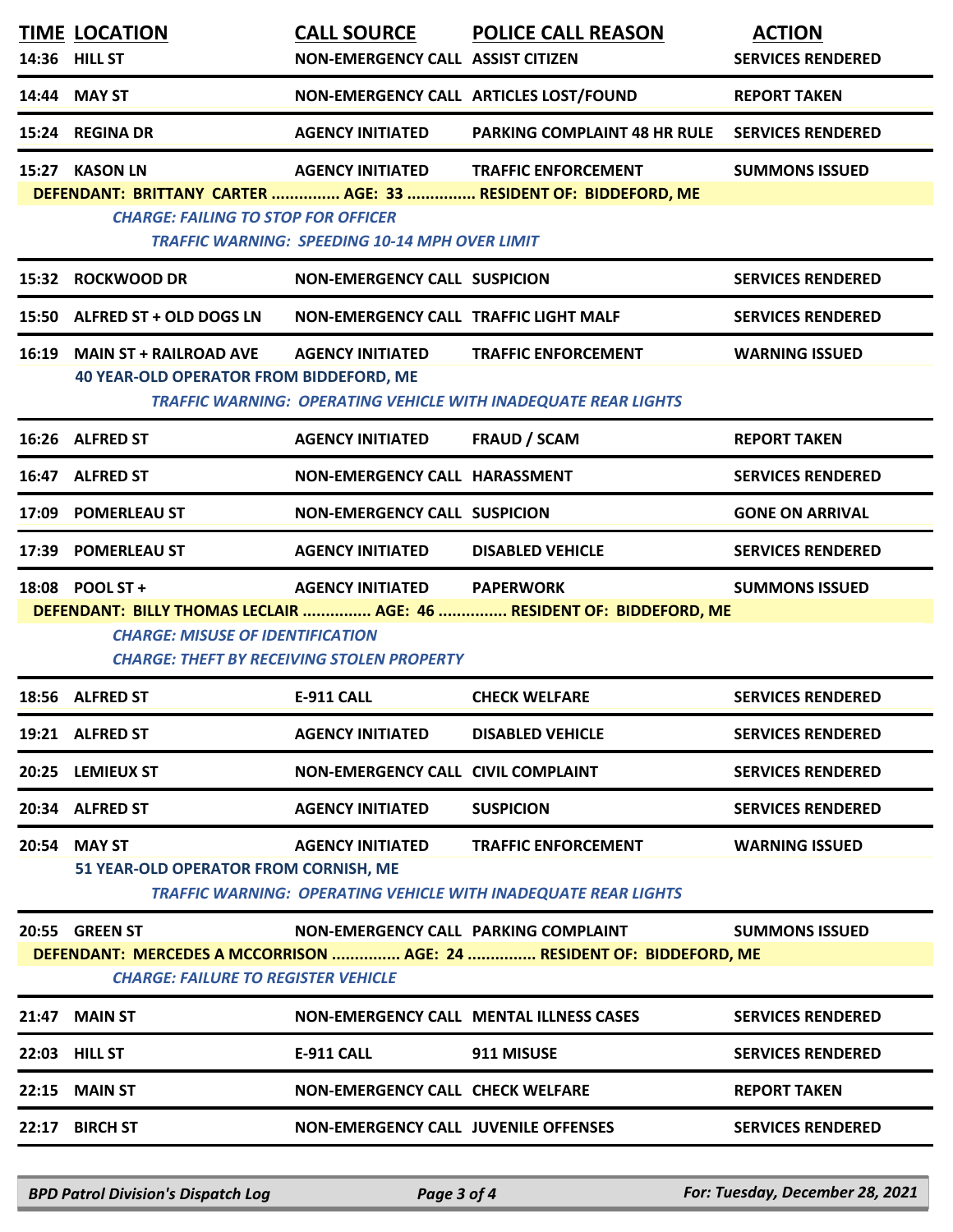| TIME | LOCATION | CALL SOURCE | POLICE CALL REASON | ACTION |
|---|---|---|---|---|
| 14:36 | HILL ST | NON-EMERGENCY CALL | ASSIST CITIZEN | SERVICES RENDERED |
| 14:44 | MAY ST | NON-EMERGENCY CALL | ARTICLES LOST/FOUND | REPORT TAKEN |
| 15:24 | REGINA DR | AGENCY INITIATED | PARKING COMPLAINT 48 HR RULE | SERVICES RENDERED |
| 15:27 | KASON LN | AGENCY INITIATED | TRAFFIC ENFORCEMENT | SUMMONS ISSUED |

DEFENDANT: BRITTANY CARTER ............... AGE: 33 ............... RESIDENT OF: BIDDEFORD, ME

*CHARGE: FAILING TO STOP FOR OFFICER*

*TRAFFIC WARNING: SPEEDING 10-14 MPH OVER LIMIT*

| TIME | LOCATION | CALL SOURCE | POLICE CALL REASON | ACTION |
|---|---|---|---|---|
| 15:32 | ROCKWOOD DR | NON-EMERGENCY CALL | SUSPICION | SERVICES RENDERED |
| 15:50 | ALFRED ST + OLD DOGS LN | NON-EMERGENCY CALL | TRAFFIC LIGHT MALF | SERVICES RENDERED |
| 16:19 | MAIN ST + RAILROAD AVE | AGENCY INITIATED | TRAFFIC ENFORCEMENT | WARNING ISSUED |

40 YEAR-OLD OPERATOR FROM BIDDEFORD, ME

*TRAFFIC WARNING: OPERATING VEHICLE WITH INADEQUATE REAR LIGHTS*

| TIME | LOCATION | CALL SOURCE | POLICE CALL REASON | ACTION |
|---|---|---|---|---|
| 16:26 | ALFRED ST | AGENCY INITIATED | FRAUD / SCAM | REPORT TAKEN |
| 16:47 | ALFRED ST | NON-EMERGENCY CALL | HARASSMENT | SERVICES RENDERED |
| 17:09 | POMERLEAU ST | NON-EMERGENCY CALL | SUSPICION | GONE ON ARRIVAL |
| 17:39 | POMERLEAU ST | AGENCY INITIATED | DISABLED VEHICLE | SERVICES RENDERED |
| 18:08 | POOL ST + | AGENCY INITIATED | PAPERWORK | SUMMONS ISSUED |

DEFENDANT: BILLY THOMAS LECLAIR ............... AGE: 46 ............... RESIDENT OF: BIDDEFORD, ME

*CHARGE: MISUSE OF IDENTIFICATION*

*CHARGE: THEFT BY RECEIVING STOLEN PROPERTY*

| TIME | LOCATION | CALL SOURCE | POLICE CALL REASON | ACTION |
|---|---|---|---|---|
| 18:56 | ALFRED ST | E-911 CALL | CHECK WELFARE | SERVICES RENDERED |
| 19:21 | ALFRED ST | AGENCY INITIATED | DISABLED VEHICLE | SERVICES RENDERED |
| 20:25 | LEMIEUX ST | NON-EMERGENCY CALL | CIVIL COMPLAINT | SERVICES RENDERED |
| 20:34 | ALFRED ST | AGENCY INITIATED | SUSPICION | SERVICES RENDERED |
| 20:54 | MAY ST | AGENCY INITIATED | TRAFFIC ENFORCEMENT | WARNING ISSUED |

51 YEAR-OLD OPERATOR FROM CORNISH, ME

*TRAFFIC WARNING: OPERATING VEHICLE WITH INADEQUATE REAR LIGHTS*

| TIME | LOCATION | CALL SOURCE | POLICE CALL REASON | ACTION |
|---|---|---|---|---|
| 20:55 | GREEN ST | NON-EMERGENCY CALL | PARKING COMPLAINT | SUMMONS ISSUED |

DEFENDANT: MERCEDES A MCCORRISON ............... AGE: 24 ............... RESIDENT OF: BIDDEFORD, ME

*CHARGE: FAILURE TO REGISTER VEHICLE*

| TIME | LOCATION | CALL SOURCE | POLICE CALL REASON | ACTION |
|---|---|---|---|---|
| 21:47 | MAIN ST | NON-EMERGENCY CALL | MENTAL ILLNESS CASES | SERVICES RENDERED |
| 22:03 | HILL ST | E-911 CALL | 911 MISUSE | SERVICES RENDERED |
| 22:15 | MAIN ST | NON-EMERGENCY CALL | CHECK WELFARE | REPORT TAKEN |
| 22:17 | BIRCH ST | NON-EMERGENCY CALL | JUVENILE OFFENSES | SERVICES RENDERED |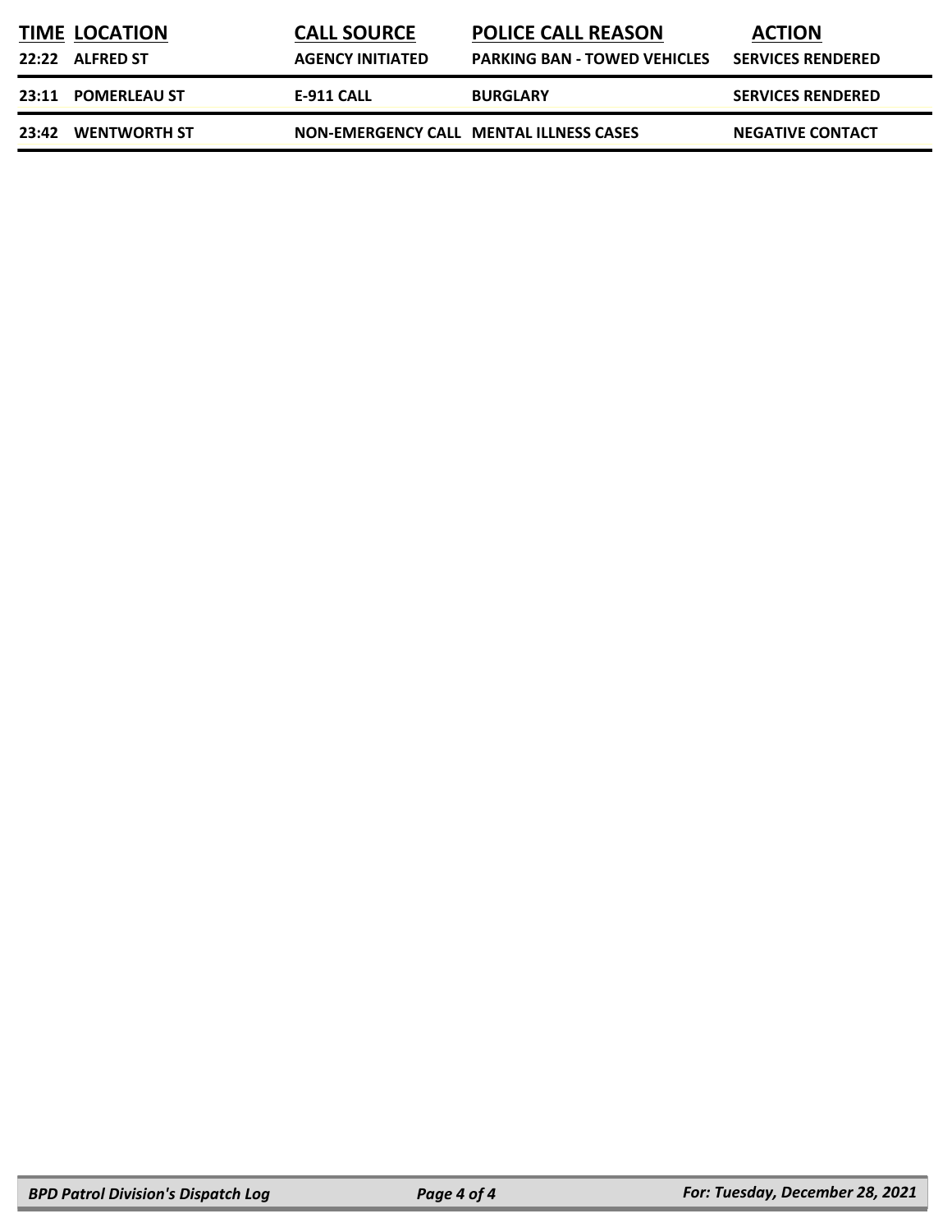| TIME | LOCATION | CALL SOURCE | POLICE CALL REASON | ACTION |
|---|---|---|---|---|
| 22:22 | ALFRED ST | AGENCY INITIATED | PARKING BAN - TOWED VEHICLES | SERVICES RENDERED |
| 23:11 | POMERLEAU ST | E-911 CALL | BURGLARY | SERVICES RENDERED |
| 23:42 | WENTWORTH ST | NON-EMERGENCY CALL | MENTAL ILLNESS CASES | NEGATIVE CONTACT |